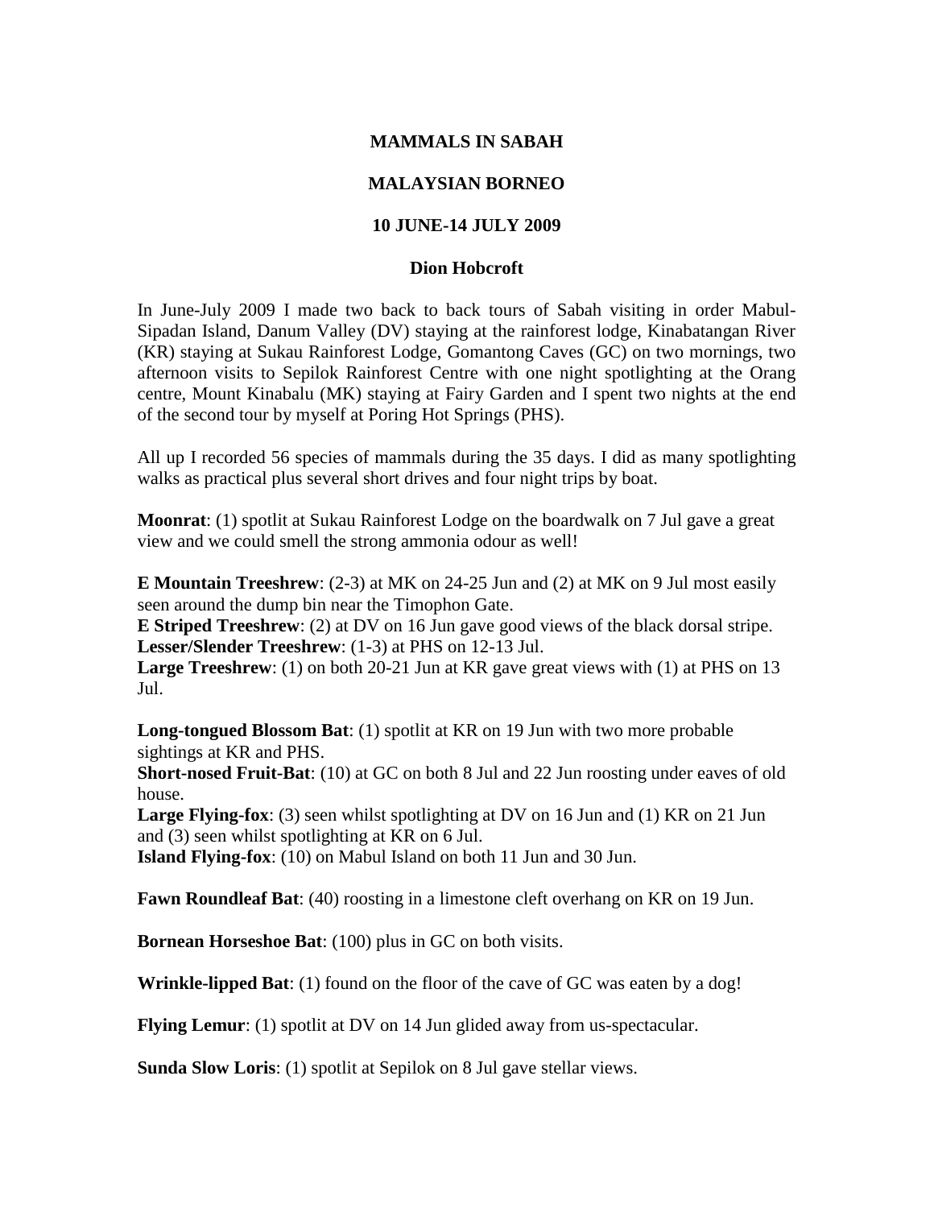# MAMMALS IN SABAH

## MALAYSIAN BORNEO

### 10 JUNE-14 JULY 2009

**Dion Hobcroft**

In June-July 2009 I made two back to back tours of Sabah visiting in order Mabul-Sipadan Island, Danum Valley (DV) staying at the rainforest lodge, Kinabatangan River (KR) staying at Sukau Rainforest Lodge, Gomantong Caves (GC) on two mornings, two afternoon visits to Sepilok Rainforest Centre with one night spotlighting at the Orang centre, Mount Kinabalu (MK) staying at Fairy Garden and I spent two nights at the end of the second tour by myself at Poring Hot Springs (PHS).

All up I recorded 56 species of mammals during the 35 days. I did as many spotlighting walks as practical plus several short drives and four night trips by boat.

**Moonrat**: (1) spotlit at Sukau Rainforest Lodge on the boardwalk on 7 Jul gave a great view and we could smell the strong ammonia odour as well!

**E Mountain Treeshrew**: (2-3) at MK on 24-25 Jun and (2) at MK on 9 Jul most easily seen around the dump bin near the Timophon Gate.
**E Striped Treeshrew**: (2) at DV on 16 Jun gave good views of the black dorsal stripe.
**Lesser/Slender Treeshrew**: (1-3) at PHS on 12-13 Jul.
**Large Treeshrew**: (1) on both 20-21 Jun at KR gave great views with (1) at PHS on 13 Jul.

**Long-tongued Blossom Bat**: (1) spotlit at KR on 19 Jun with two more probable sightings at KR and PHS.
**Short-nosed Fruit-Bat**: (10) at GC on both 8 Jul and 22 Jun roosting under eaves of old house.
**Large Flying-fox**: (3) seen whilst spotlighting at DV on 16 Jun and (1) KR on 21 Jun and (3) seen whilst spotlighting at KR on 6 Jul.
**Island Flying-fox**: (10) on Mabul Island on both 11 Jun and 30 Jun.

**Fawn Roundleaf Bat**: (40) roosting in a limestone cleft overhang on KR on 19 Jun.

**Bornean Horseshoe Bat**: (100) plus in GC on both visits.

**Wrinkle-lipped Bat**: (1) found on the floor of the cave of GC was eaten by a dog!

**Flying Lemur**: (1) spotlit at DV on 14 Jun glided away from us-spectacular.

**Sunda Slow Loris**: (1) spotlit at Sepilok on 8 Jul gave stellar views.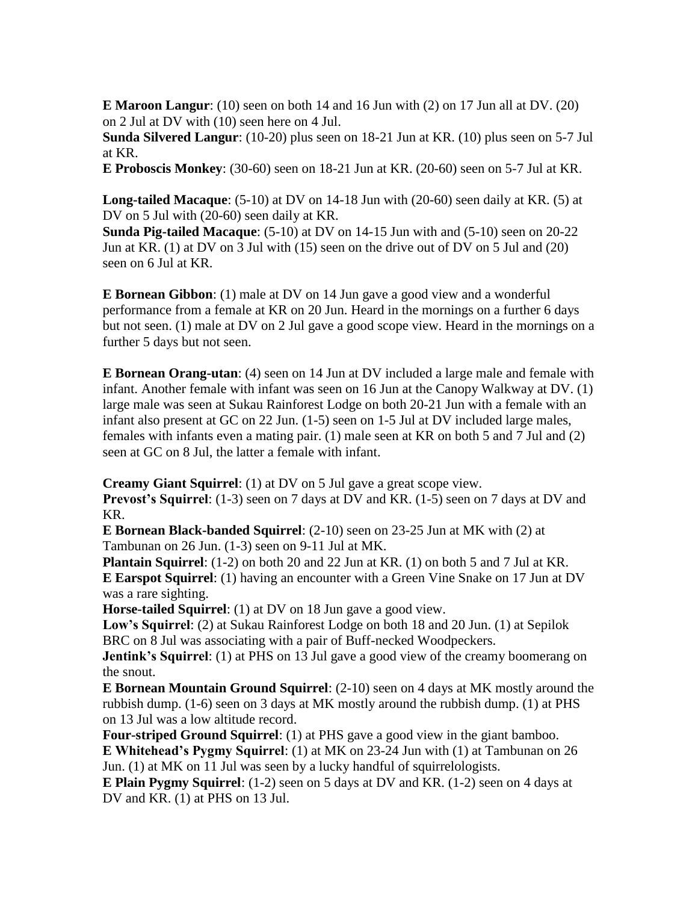**E Maroon Langur**: (10) seen on both 14 and 16 Jun with (2) on 17 Jun all at DV. (20) on 2 Jul at DV with (10) seen here on 4 Jul.
**Sunda Silvered Langur**: (10-20) plus seen on 18-21 Jun at KR. (10) plus seen on 5-7 Jul at KR.
**E Proboscis Monkey**: (30-60) seen on 18-21 Jun at KR. (20-60) seen on 5-7 Jul at KR.

**Long-tailed Macaque**: (5-10) at DV on 14-18 Jun with (20-60) seen daily at KR. (5) at DV on 5 Jul with (20-60) seen daily at KR.
**Sunda Pig-tailed Macaque**: (5-10) at DV on 14-15 Jun with and (5-10) seen on 20-22 Jun at KR. (1) at DV on 3 Jul with (15) seen on the drive out of DV on 5 Jul and (20) seen on 6 Jul at KR.

**E Bornean Gibbon**: (1) male at DV on 14 Jun gave a good view and a wonderful performance from a female at KR on 20 Jun. Heard in the mornings on a further 6 days but not seen. (1) male at DV on 2 Jul gave a good scope view. Heard in the mornings on a further 5 days but not seen.

**E Bornean Orang-utan**: (4) seen on 14 Jun at DV included a large male and female with infant. Another female with infant was seen on 16 Jun at the Canopy Walkway at DV. (1) large male was seen at Sukau Rainforest Lodge on both 20-21 Jun with a female with an infant also present at GC on 22 Jun. (1-5) seen on 1-5 Jul at DV included large males, females with infants even a mating pair. (1) male seen at KR on both 5 and 7 Jul and (2) seen at GC on 8 Jul, the latter a female with infant.

**Creamy Giant Squirrel**: (1) at DV on 5 Jul gave a great scope view.
**Prevost's Squirrel**: (1-3) seen on 7 days at DV and KR. (1-5) seen on 7 days at DV and KR.
**E Bornean Black-banded Squirrel**: (2-10) seen on 23-25 Jun at MK with (2) at Tambunan on 26 Jun. (1-3) seen on 9-11 Jul at MK.
**Plantain Squirrel**: (1-2) on both 20 and 22 Jun at KR. (1) on both 5 and 7 Jul at KR.
**E Earspot Squirrel**: (1) having an encounter with a Green Vine Snake on 17 Jun at DV was a rare sighting.
**Horse-tailed Squirrel**: (1) at DV on 18 Jun gave a good view.
**Low's Squirrel**: (2) at Sukau Rainforest Lodge on both 18 and 20 Jun. (1) at Sepilok BRC on 8 Jul was associating with a pair of Buff-necked Woodpeckers.
**Jentink's Squirrel**: (1) at PHS on 13 Jul gave a good view of the creamy boomerang on the snout.
**E Bornean Mountain Ground Squirrel**: (2-10) seen on 4 days at MK mostly around the rubbish dump. (1-6) seen on 3 days at MK mostly around the rubbish dump. (1) at PHS on 13 Jul was a low altitude record.
**Four-striped Ground Squirrel**: (1) at PHS gave a good view in the giant bamboo.
**E Whitehead's Pygmy Squirrel**: (1) at MK on 23-24 Jun with (1) at Tambunan on 26 Jun. (1) at MK on 11 Jul was seen by a lucky handful of squirrelologists.
**E Plain Pygmy Squirrel**: (1-2) seen on 5 days at DV and KR. (1-2) seen on 4 days at DV and KR. (1) at PHS on 13 Jul.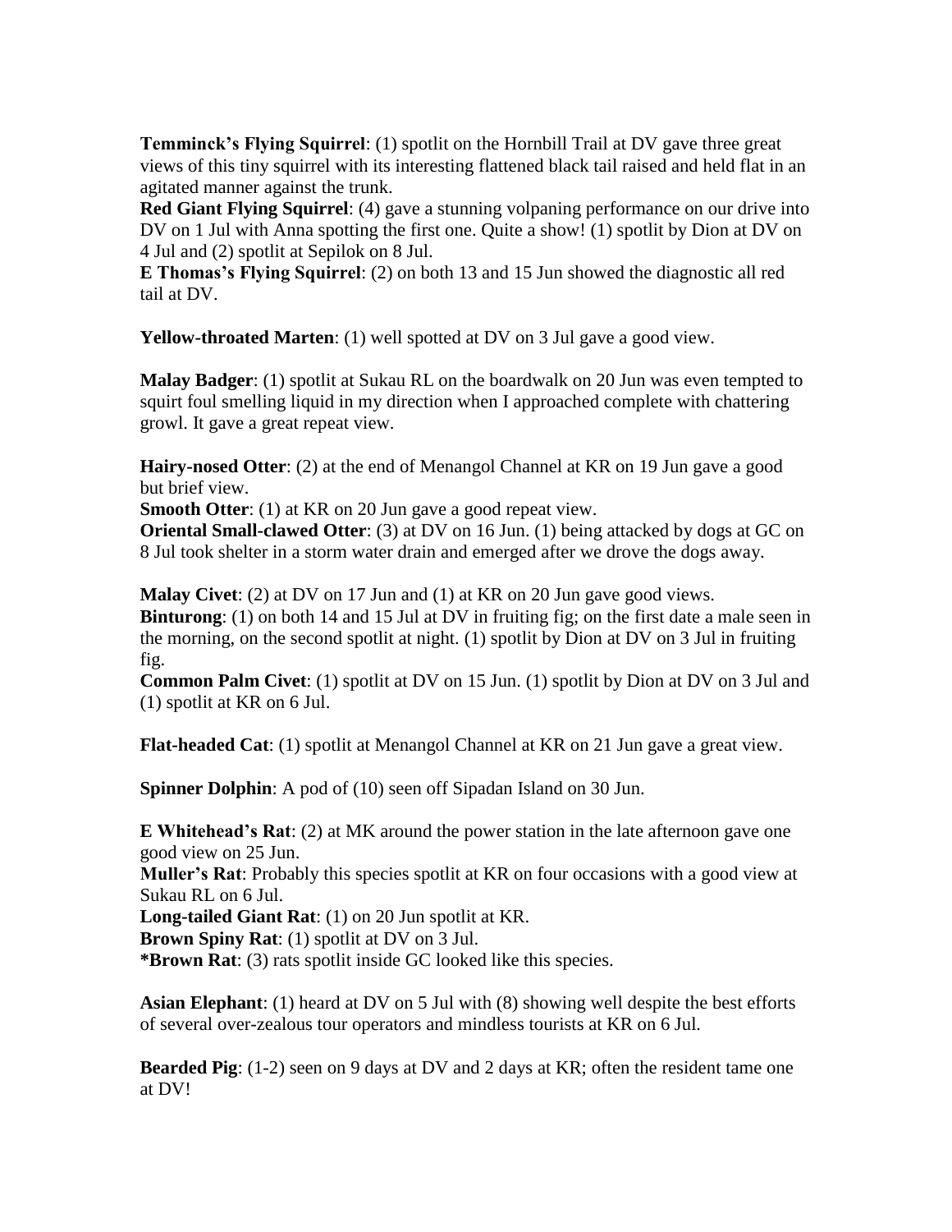**Temminck's Flying Squirrel**: (1) spotlit on the Hornbill Trail at DV gave three great views of this tiny squirrel with its interesting flattened black tail raised and held flat in an agitated manner against the trunk.
**Red Giant Flying Squirrel**: (4) gave a stunning volpaning performance on our drive into DV on 1 Jul with Anna spotting the first one. Quite a show! (1) spotlit by Dion at DV on 4 Jul and (2) spotlit at Sepilok on 8 Jul.
**E Thomas's Flying Squirrel**: (2) on both 13 and 15 Jun showed the diagnostic all red tail at DV.

**Yellow-throated Marten**: (1) well spotted at DV on 3 Jul gave a good view.

**Malay Badger**: (1) spotlit at Sukau RL on the boardwalk on 20 Jun was even tempted to squirt foul smelling liquid in my direction when I approached complete with chattering growl. It gave a great repeat view.

**Hairy-nosed Otter**: (2) at the end of Menangol Channel at KR on 19 Jun gave a good but brief view.
**Smooth Otter**: (1) at KR on 20 Jun gave a good repeat view.
**Oriental Small-clawed Otter**: (3) at DV on 16 Jun. (1) being attacked by dogs at GC on 8 Jul took shelter in a storm water drain and emerged after we drove the dogs away.

**Malay Civet**: (2) at DV on 17 Jun and (1) at KR on 20 Jun gave good views.
**Binturong**: (1) on both 14 and 15 Jul at DV in fruiting fig; on the first date a male seen in the morning, on the second spotlit at night. (1) spotlit by Dion at DV on 3 Jul in fruiting fig.
**Common Palm Civet**: (1) spotlit at DV on 15 Jun. (1) spotlit by Dion at DV on 3 Jul and (1) spotlit at KR on 6 Jul.

**Flat-headed Cat**: (1) spotlit at Menangol Channel at KR on 21 Jun gave a great view.

**Spinner Dolphin**: A pod of (10) seen off Sipadan Island on 30 Jun.

**E Whitehead's Rat**: (2) at MK around the power station in the late afternoon gave one good view on 25 Jun.
**Muller's Rat**: Probably this species spotlit at KR on four occasions with a good view at Sukau RL on 6 Jul.
**Long-tailed Giant Rat**: (1) on 20 Jun spotlit at KR.
**Brown Spiny Rat**: (1) spotlit at DV on 3 Jul.
**\*Brown Rat**: (3) rats spotlit inside GC looked like this species.

**Asian Elephant**: (1) heard at DV on 5 Jul with (8) showing well despite the best efforts of several over-zealous tour operators and mindless tourists at KR on 6 Jul.

**Bearded Pig**: (1-2) seen on 9 days at DV and 2 days at KR; often the resident tame one at DV!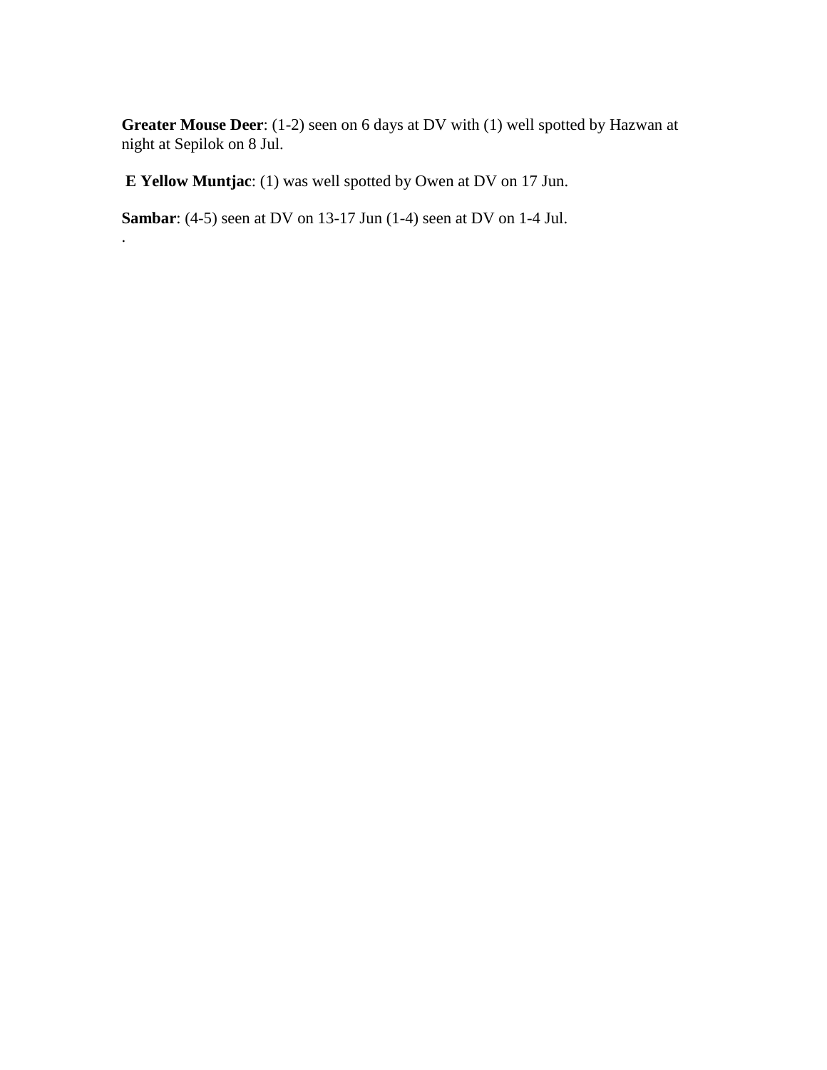**Greater Mouse Deer**: (1-2) seen on 6 days at DV with (1) well spotted by Hazwan at night at Sepilok on 8 Jul.

**E Yellow Muntjac**: (1) was well spotted by Owen at DV on 17 Jun.

**Sambar**: (4-5) seen at DV on 13-17 Jun (1-4) seen at DV on 1-4 Jul.

.